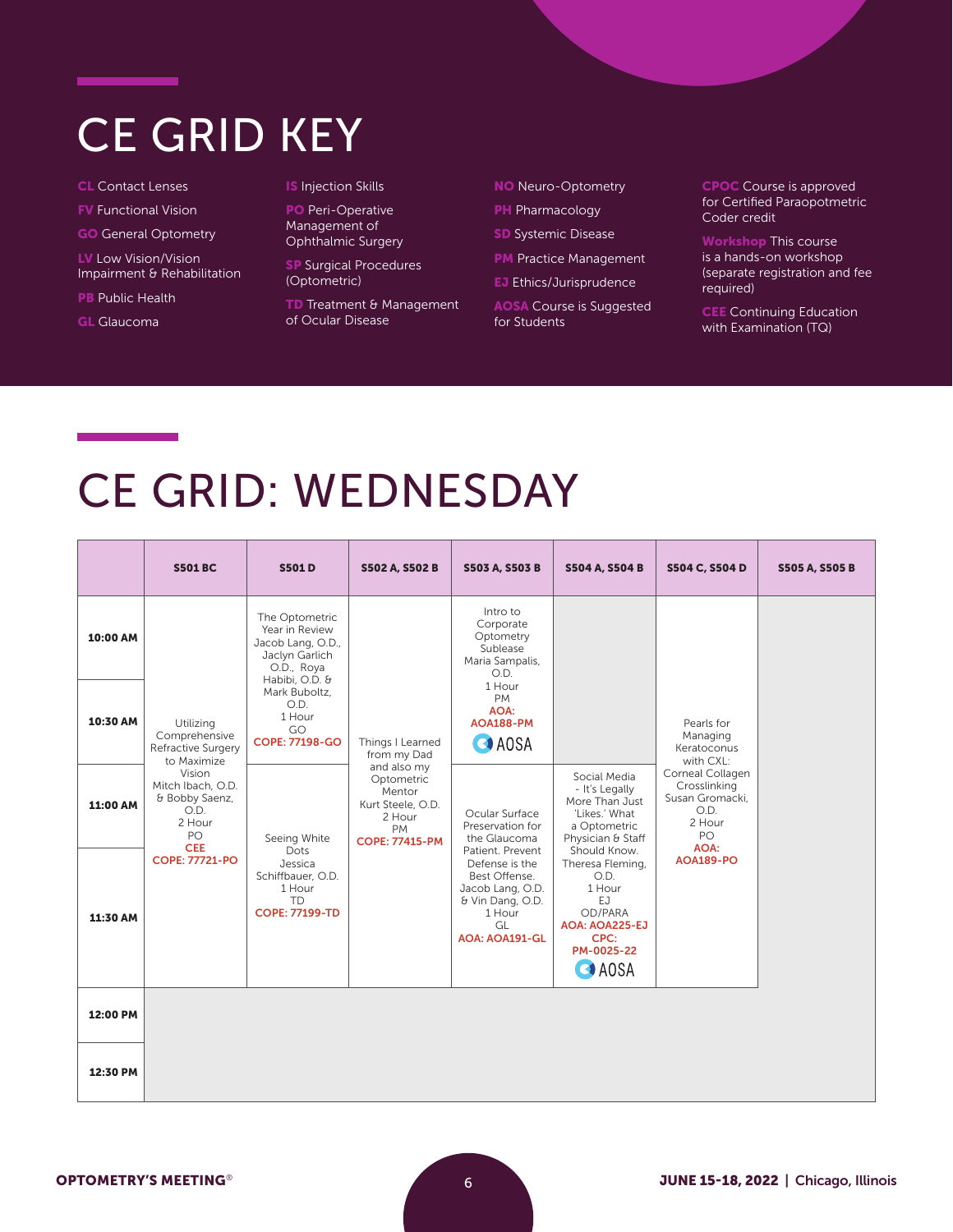# CE GRID KEY

**CL** Contact Lenses

**FV** Functional Vision

**GO** General Optometry

**LV** Low Vision/Vision Impairment & Rehabilitation

**PB** Public Health

**GL** Glaucoma

**IS** Injection Skills

**PO** Peri-Operative Management of Ophthalmic Surgery

**SP** Surgical Procedures (Optometric)

**TD** Treatment & Management of Ocular Disease

**NO** Neuro-Optometry

**PH** Pharmacology

**SD** Systemic Disease

**PM** Practice Management

**EJ** Ethics/Jurisprudence

**AOSA** Course is Suggested for Students

**CPOC** Course is approved for Certified Paraopotmetric Coder credit

**Workshop** This course is a hands-on workshop (separate registration and fee required)

**CEE** Continuing Education with Examination (TQ)

# CE GRID: WEDNESDAY

| | S501 BC | S501 D | S502 A, S502 B | S503 A, S503 B | S504 A, S504 B | S504 C, S504 D | S505 A, S505 B |
|---|---|---|---|---|---|---|---|
| **10:00 AM** | Utilizing Comprehensive Refractive Surgery to Maximize Vision<br>Mitch Ibach, O.D. & Bobby Saenz, O.D.<br>2 Hour<br>PO<br>**CEE**<br>**COPE: 77721-PO** | The Optometric Year in Review<br>Jacob Lang, O.D., Jaclyn Garlich O.D., Roya Habibi, O.D. & Mark Buboltz, O.D.<br>1 Hour<br>GO<br>**COPE: 77198-GO** | Things I Learned from my Dad and also my Optometric Mentor<br>Kurt Steele, O.D.<br>2 Hour<br>PM<br>**COPE: 77415-PM** | Intro to Corporate Optometry Sublease<br>Maria Sampalis, O.D.<br>1 Hour<br>PM<br>**AOA: AOA188-PM**<br>AOSA | | Pearls for Managing Keratoconus with CXL: Corneal Collagen Crosslinking<br>Susan Gromacki, O.D.<br>2 Hour<br>PO<br>**AOA: AOA189-PO** | |
| **10:30 AM** | | | | | | | |
| **11:00 AM** | | Seeing White Dots<br>Jessica Schiffbauer, O.D.<br>1 Hour<br>TD<br>**COPE: 77199-TD** | | Ocular Surface Preservation for the Glaucoma Patient. Prevent Defense is the Best Offense.<br>Jacob Lang, O.D. & Vin Dang, O.D.<br>1 Hour<br>GL<br>**AOA: AOA191-GL** | Social Media - It's Legally More Than Just 'Likes.' What a Optometric Physician & Staff Should Know.<br>Theresa Fleming, O.D.<br>1 Hour<br>EJ<br>OD/PARA<br>**AOA: AOA225-EJ**<br>**CPC: PM-0025-22**<br>AOSA | | |
| **11:30 AM** | | | | | | | |
| **12:00 PM** | | | | | | | |
| **12:30 PM** | | | | | | | |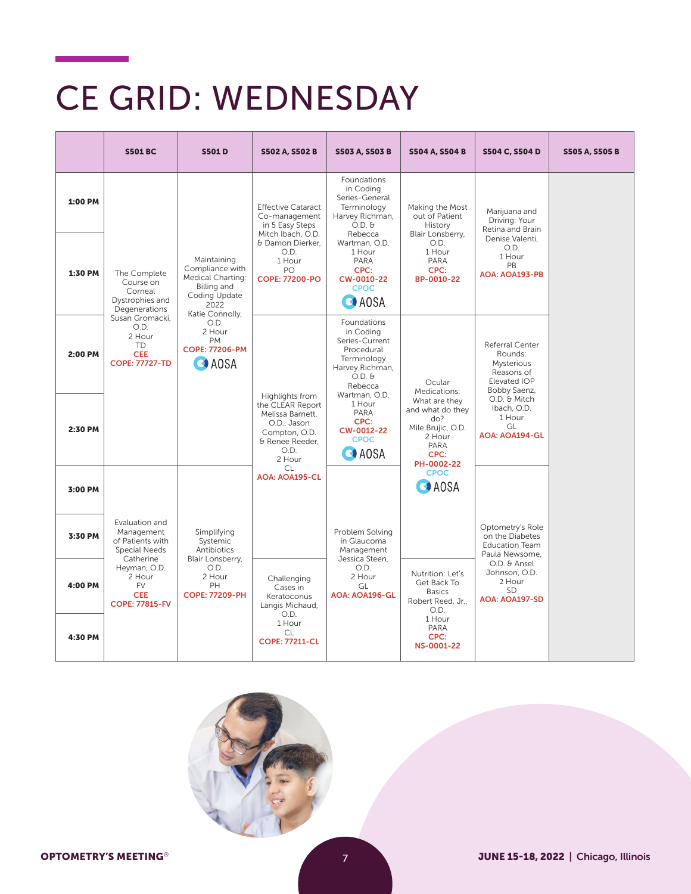# CE GRID: WEDNESDAY

| | S501 BC | S501 D | S502 A, S502 B | S503 A, S503 B | S504 A, S504 B | S504 C, S504 D | S505 A, S505 B |
|---|---|---|---|---|---|---|---|
| 1:00 PM | The Complete Course on Corneal Dystrophies and Degenerations Susan Gromacki, O.D. 2 Hour TD **CEE** **COPE: 77727-TD** | Maintaining Compliance with Medical Charting: Billing and Coding Update 2022 Katie Connolly, O.D. 2 Hour PM **COPE: 77206-PM** AOSA | Effective Cataract Co-management in 5 Easy Steps Mitch Ibach, O.D. & Damon Dierker, O.D. 1 Hour PO **COPE: 77200-PO** | Foundations in Coding Series-General Terminology Harvey Richman, O.D. & Rebecca Wartman, O.D. 1 Hour PARA **CPC: CW-0010-22** **CPOC** AOSA | Making the Most out of Patient History Blair Lonsberry, O.D. 1 Hour PARA **CPC: BP-0010-22** | Marijuana and Driving: Your Retina and Brain Denise Valenti, O.D. 1 Hour PB **AOA: AOA193-PB** | |
| 1:30 PM | | | | | | | |
| 2:00 PM | | | Highlights from the CLEAR Report Melissa Barnett, O.D., Jason Compton, O.D. & Renee Reeder, O.D. 2 Hour CL **AOA: AOA195-CL** | Foundations in Coding Series-Current Procedural Terminology Harvey Richman, O.D. & Rebecca Wartman, O.D. 1 Hour PARA **CPC: CW-0012-22** **CPOC** AOSA | Ocular Medications: What are they and what do they do? Mile Brujic, O.D. 2 Hour PARA **CPC: PH-0002-22** **CPOC** AOSA | Referral Center Rounds: Mysterious Reasons of Elevated IOP Bobby Saenz, O.D. & Mitch Ibach, O.D. 1 Hour GL **AOA: AOA194-GL** | |
| 2:30 PM | | | | | | | |
| 3:00 PM | Evaluation and Management of Patients with Special Needs Catherine Heyman, O.D. 2 Hour FV **CEE** **COPE: 77815-FV** | Simplifying Systemic Antibiotics Blair Lonsberry, O.D. 2 Hour PH **COPE: 77209-PH** | | Problem Solving in Glaucoma Management Jessica Steen, O.D. 2 Hour GL **AOA: AOA196-GL** | | Optometry's Role on the Diabetes Education Team Paula Newsome, O.D. & Ansel Johnson, O.D. 2 Hour SD **AOA: AOA197-SD** | |
| 3:30 PM | | | | | | | |
| 4:00 PM | | | Challenging Cases in Keratoconus Langis Michaud, O.D. 1 Hour CL **COPE: 77211-CL** | | Nutrition: Let's Get Back To Basics Robert Reed, Jr., O.D. 1 Hour PARA **CPC: NS-0001-22** | | |
| 4:30 PM | | | | | | | |

**OPTOMETRY'S MEETING®** | **JUNE 15-18, 2022** | Chicago, Illinois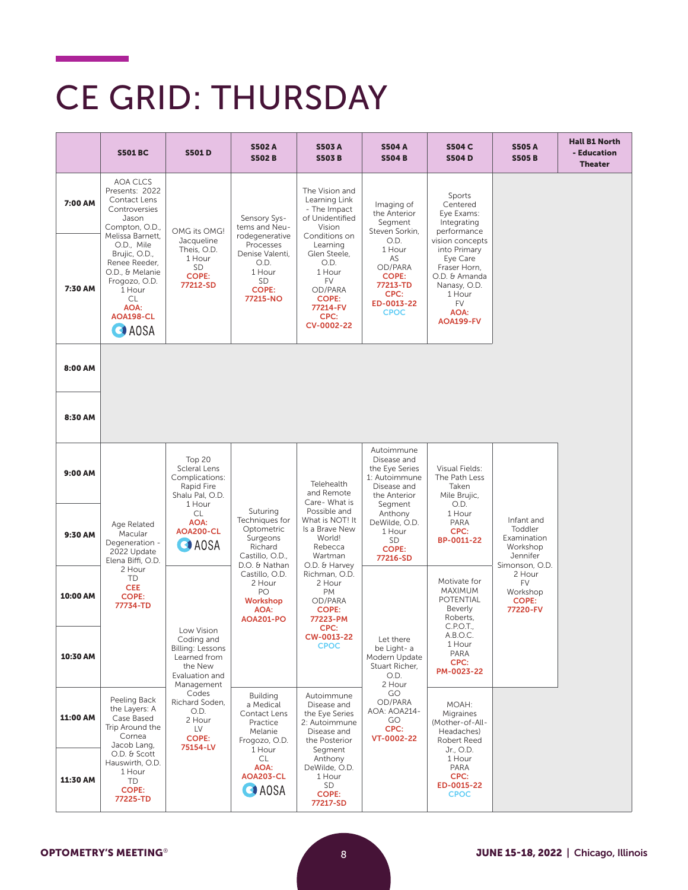# CE GRID: THURSDAY

| | S501 BC | S501 D | S502 A S502 B | S503 A S503 B | S504 A S504 B | S504 C S504 D | S505 A S505 B | Hall B1 North - Education Theater |
|---|---|---|---|---|---|---|---|---|
| 7:00 AM | AOA CLCS Presents: 2022 Contact Lens Controversies Jason Compton, O.D., Melissa Barnett, O.D., Mile Brujic, O.D., Renee Reeder, O.D., & Melanie Frogozo, O.D. 1 Hour CL **AOA: AOA198-CL** AOSA | OMG its OMG! Jacqueline Theis, O.D. 1 Hour SD **COPE: 77212-SD** | Sensory Systems and Neurodegenerative Processes Denise Valenti, O.D. 1 Hour SD **COPE: 77215-NO** | The Vision and Learning Link - The Impact of Unidentified Vision Conditions on Learning Glen Steele, O.D. 1 Hour FV OD/PARA **COPE: 77214-FV CPC: CV-0002-22** | Imaging of the Anterior Segment Steven Sorkin, O.D. 1 Hour AS OD/PARA **COPE: 77213-TD CPC: ED-0013-22** CPOC | Sports Centered Eye Exams: Integrating performance vision concepts into Primary Eye Care Fraser Horn, O.D. & Amanda Nanasy, O.D. 1 Hour FV **AOA: AOA199-FV** | | |
| 7:30 AM | | | | | | | | |
| 8:00 AM | | | | | | | | |
| 8:30 AM | | | | | | | | |
| 9:00 AM | Age Related Macular Degeneration - 2022 Update Elena Biffi, O.D. 2 Hour TD **CEE COPE: 77734-TD** | Top 20 Scleral Lens Complications: Rapid Fire Shalu Pal, O.D. 1 Hour CL **AOA: AOA200-CL** AOSA | Suturing Techniques for Optometric Surgeons Richard Castillo, O.D., D.O. & Nathan Castillo, O.D. 2 Hour PO **Workshop AOA: AOA201-PO** | Telehealth and Remote Care- What is Possible and What is NOT! It Is a Brave New World! Rebecca Wartman O.D. & Harvey Richman, O.D. 2 Hour PM OD/PARA **COPE: 77223-PM CPC: CW-0013-22** CPOC | Autoimmune Disease and the Eye Series 1: Autoimmune Disease and the Anterior Segment Anthony DeWilde, O.D. 1 Hour SD **COPE: 77216-SD** | Visual Fields: The Path Less Taken Mile Brujic, O.D. 1 Hour PARA **CPC: BP-0011-22** | Infant and Toddler Examination Workshop Jennifer Simonson, O.D. 2 Hour FV Workshop **COPE: 77220-FV** | |
| 9:30 AM | | | | | | | | |
| 10:00 AM | | Low Vision Coding and Billing: Lessons Learned from the New Evaluation and Management Codes Richard Soden, O.D. 2 Hour LV **COPE: 75154-LV** | | | Let there be Light- a Modern Update Stuart Richer, O.D. 2 Hour GO OD/PARA AOA: AOA214-GO **CPC: VT-0002-22** | Motivate for MAXIMUM POTENTIAL Beverly Roberts, C.P.O.T., A.B.O.C. 1 Hour PARA **CPC: PM-0023-22** | | |
| 10:30 AM | | | | | | | | |
| 11:00 AM | Peeling Back the Layers: A Case Based Trip Around the Cornea Jacob Lang, O.D. & Scott Hauswirth, O.D. 1 Hour TD **COPE: 77225-TD** | | Building a Medical Contact Lens Practice Melanie Frogozo, O.D. 1 Hour CL **AOA: AOA203-CL** AOSA | Autoimmune Disease and the Eye Series 2: Autoimmune Disease and the Posterior Segment Anthony DeWilde, O.D. 1 Hour SD **COPE: 77217-SD** | | MOAH: Migraines (Mother-of-All-Headaches) Robert Reed Jr., O.D. 1 Hour PARA **CPC: ED-0015-22** CPOC | | |
| 11:30 AM | | | | | | | | |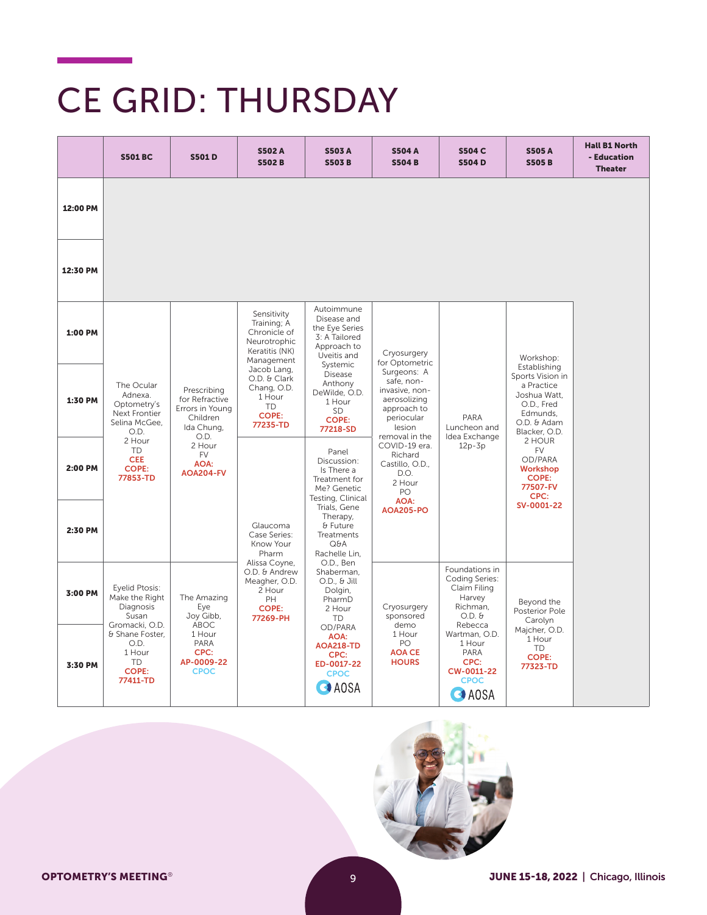# CE GRID: THURSDAY

| | S501 BC | S501 D | S502 A S502 B | S503 A S503 B | S504 A S504 B | S504 C S504 D | S505 A S505 B | Hall B1 North - Education Theater |
|---|---|---|---|---|---|---|---|---|
| 12:00 PM | | | | | | | | |
| 12:30 PM | | | | | | | | |
| 1:00 PM – 1:30 PM | The Ocular Adnexa. Optometry's Next Frontier Selina McGee, O.D. 2 Hour TD **CEE** **COPE: 77853-TD** | Prescribing for Refractive Errors in Young Children Ida Chung, O.D. 2 Hour FV **AOA: AOA204-FV** | Sensitivity Training: A Chronicle of Neurotrophic Keratitis (NK) Management Jacob Lang, O.D. & Clark Chang, O.D. 1 Hour TD **COPE: 77235-TD** | Autoimmune Disease and the Eye Series 3: A Tailored Approach to Uveitis and Systemic Disease Anthony DeWilde, O.D. 1 Hour SD **COPE: 77218-SD** | Cryosurgery for Optometric Surgeons: A safe, non-invasive, non-aerosolizing approach to periocular lesion removal in the COVID-19 era. Richard Castillo, O.D., D.O. 2 Hour PO **AOA: AOA205-PO** | PARA Luncheon and Idea Exchange 12p-3p | Workshop: Establishing Sports Vision in a Practice Joshua Watt, O.D., Fred Edmunds, O.D. & Adam Blacker, O.D. 2 HOUR FV OD/PARA **Workshop** **COPE: 77507-FV** **CPC: SV-0001-22** | |
| 2:00 PM – 2:30 PM | | | Glaucoma Case Series: Know Your Pharm Alissa Coyne, O.D. & Andrew Meagher, O.D. 2 Hour PH **COPE: 77269-PH** | Panel Discussion: Is There a Treatment for Me? Genetic Testing, Clinical Trials, Gene Therapy, & Future Treatments Q&A Rachelle Lin, O.D., Ben Shaberman, O.D., & Jill Dolgin, PharmD 2 Hour TD OD/PARA **AOA: AOA218-TD** **CPC: ED-0017-22** CPOC AOSA | | | | |
| 3:00 PM – 3:30 PM | Eyelid Ptosis: Make the Right Diagnosis Susan Gromacki, O.D. & Shane Foster, O.D. 1 Hour TD **COPE: 77411-TD** | The Amazing Eye Joy Gibb, ABOC 1 Hour PARA **CPC: AP-0009-22** CPOC | | | Cryosurgery sponsored demo 1 Hour PO **AOA CE HOURS** | Foundations in Coding Series: Claim Filing Harvey Richman, O.D. & Rebecca Wartman, O.D. 1 Hour PARA **CPC: CW-0011-22** CPOC AOSA | Beyond the Posterior Pole Carolyn Majcher, O.D. 1 Hour TD **COPE: 77323-TD** | |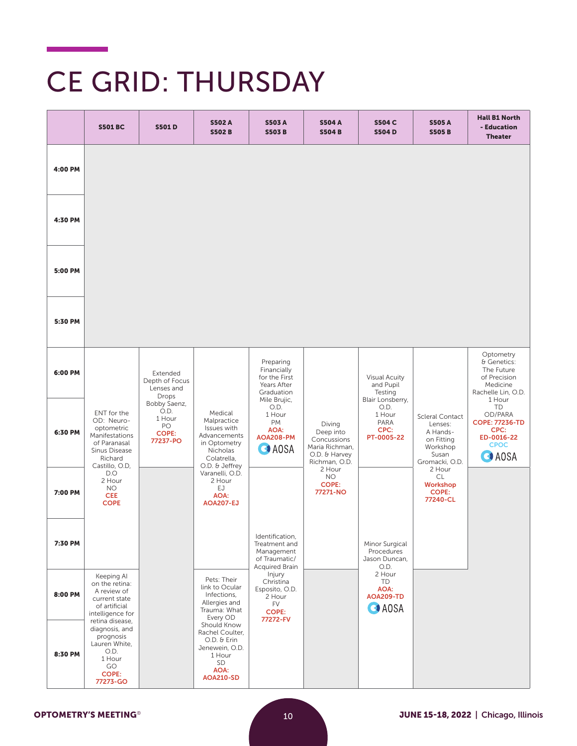# CE GRID: THURSDAY

| | S501 BC | S501 D | S502 A S502 B | S503 A S503 B | S504 A S504 B | S504 C S504 D | S505 A S505 B | Hall B1 North - Education Theater |
|---|---|---|---|---|---|---|---|---|
| 4:00 PM | | | | | | | | |
| 4:30 PM | | | | | | | | |
| 5:00 PM | | | | | | | | |
| 5:30 PM | | | | | | | | |
| 6:00 PM | ENT for the OD: Neuro-optometric Manifestations of Paranasal Sinus Disease Richard Castillo, O.D, D.O 2 Hour NO **CEE COPE** | Extended Depth of Focus Lenses and Drops Bobby Saenz, O.D. 1 Hour PO **COPE: 77237-PO** | Medical Malpractice Issues with Advancements in Optometry Nicholas Colatrella, O.D. & Jeffrey Varanelli, O.D. 2 Hour EJ **AOA: AOA207-EJ** | Preparing Financially for the First Years After Graduation Mile Brujic, O.D. 1 Hour PM **AOA: AOA208-PM** AOSA | Diving Deep into Concussions Maria Richman, O.D. & Harvey Richman, O.D. 2 Hour NO **COPE: 77271-NO** | Visual Acuity and Pupil Testing Blair Lonsberry, O.D. 1 Hour PARA **CPC: PT-0005-22** | Scleral Contact Lenses: A Hands-on Fitting Workshop Susan Gromacki, O.D. 2 Hour CL **Workshop COPE: 77240-CL** | Optometry & Genetics: The Future of Precision Medicine Rachelle Lin, O.D. 1 Hour TD OD/PARA **COPE: 77236-TD CPC: ED-0016-22** CPOC AOSA |
| 6:30 PM | | | | | | | | |
| 7:00 PM | | | | Identification, Treatment and Management of Traumatic/Acquired Brain Injury Christina Esposito, O.D. 2 Hour FV **COPE: 77272-FV** | | Minor Surgical Procedures Jason Duncan, O.D. 2 Hour TD **AOA: AOA209-TD** AOSA | | |
| 7:30 PM | | | | | | | | |
| 8:00 PM | Keeping AI on the retina: A review of current state of artificial intelligence for retina disease, diagnosis, and prognosis Lauren White, O.D. 1 Hour GO **COPE: 77273-GO** | | Pets: Their link to Ocular Infections, Allergies and Trauma: What Every OD Should Know Rachel Coulter, O.D. & Erin Jenewein, O.D. 1 Hour SD **AOA: AOA210-SD** | | | | | |
| 8:30 PM | | | | | | | | |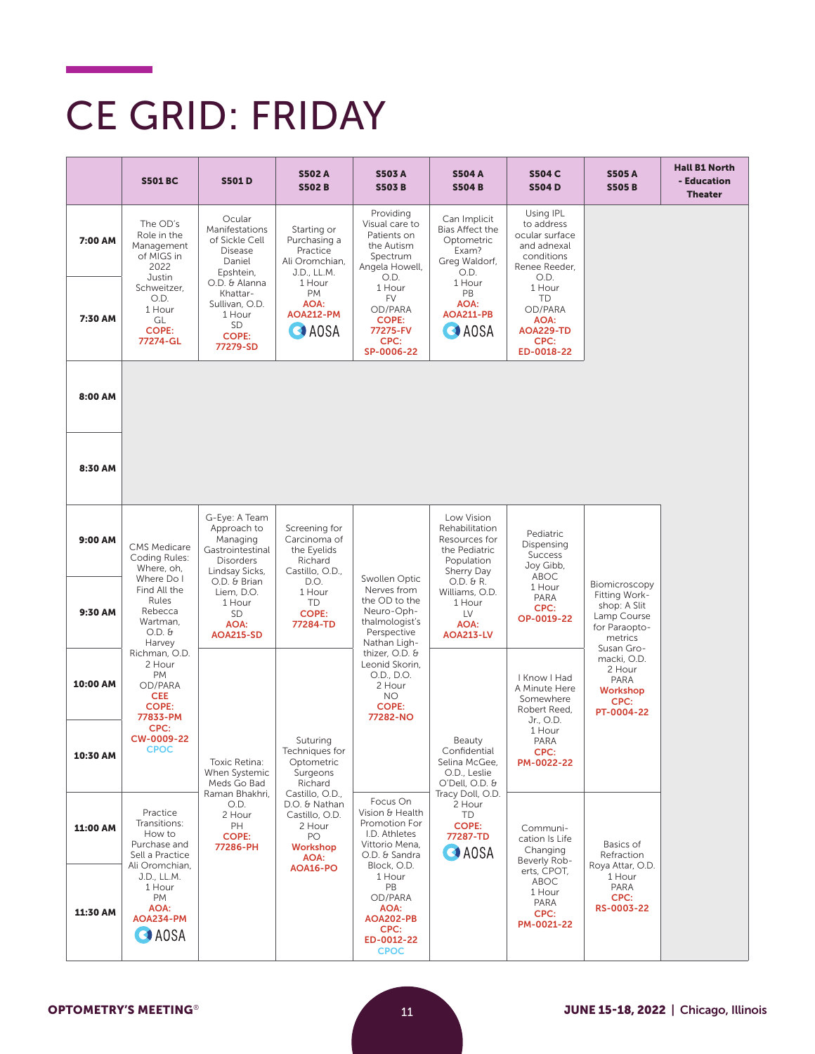# CE GRID: FRIDAY

| | S501 BC | S501 D | S502 A S502 B | S503 A S503 B | S504 A S504 B | S504 C S504 D | S505 A S505 B | Hall B1 North - Education Theater |
|---|---|---|---|---|---|---|---|---|
| 7:00 AM – 7:30 AM | The OD's Role in the Management of MIGS in 2022 Justin Schweitzer, O.D. 1 Hour GL **COPE: 77274-GL** | Ocular Manifestations of Sickle Cell Disease Daniel Epshtein, O.D. & Alanna Khattar-Sullivan, O.D. 1 Hour SD **COPE: 77279-SD** | Starting or Purchasing a Practice Ali Oromchian, J.D., LL.M. 1 Hour PM **AOA: AOA212-PM** AOSA | Providing Visual care to Patients on the Autism Spectrum Angela Howell, O.D. 1 Hour FV OD/PARA **COPE: 77275-FV CPC: SP-0006-22** | Can Implicit Bias Affect the Optometric Exam? Greg Waldorf, O.D. 1 Hour PB **AOA: AOA211-PB** AOSA | Using IPL to address ocular surface and adnexal conditions Renee Reeder, O.D. 1 Hour TD OD/PARA **AOA: AOA229-TD CPC: ED-0018-22** | | |
| 8:00 AM | | | | | | | | |
| 8:30 AM | | | | | | | | |
| 9:00 AM – 9:30 AM | CMS Medicare Coding Rules: Where, oh, Where Do I Find All the Rules Rebecca Wartman, O.D. & Harvey Richman, O.D. 2 Hour PM OD/PARA **CEE COPE: 77833-PM CPC: CW-0009-22** CPOC (9:00–11:00) | G-Eye: A Team Approach to Managing Gastrointestinal Disorders Lindsay Sicks, O.D. & Brian Liem, D.O. 1 Hour SD **AOA: AOA215-SD** | Screening for Carcinoma of the Eyelids Richard Castillo, O.D., D.O. 1 Hour TD **COPE: 77284-TD** | Swollen Optic Nerves from the OD to the Neuro-Ophthalmologist's Perspective Nathan Lighthizer, O.D. & Leonid Skorin, O.D., D.O. 2 Hour NO **COPE: 77282-NO** (9:00–11:00) | Low Vision Rehabilitation Resources for the Pediatric Population Sherry Day O.D. & R. Williams, O.D. 1 Hour LV **AOA: AOA213-LV** | Pediatric Dispensing Success Joy Gibb, ABOC 1 Hour PARA **CPC: OP-0019-22** | Biomicroscopy Fitting Workshop: A Slit Lamp Course for Paraoptometrics Susan Gromacki, O.D. 2 Hour PARA **Workshop CPC: PT-0004-22** (9:00–11:00) | |
| 10:00 AM – 10:30 AM | | Toxic Retina: When Systemic Meds Go Bad Raman Bhakhri, O.D. 2 Hour PH **COPE: 77286-PH** (10:00–12:00) | Suturing Techniques for Optometric Surgeons Richard Castillo, O.D., D.O. & Nathan Castillo, O.D. 2 Hour PO **Workshop AOA: AOA16-PO** (10:00–12:00) | | Beauty Confidential Selina McGee, O.D., Leslie O'Dell, O.D. & Tracy Doll, O.D. 2 Hour TD **COPE: 77287-TD** AOSA (10:00–12:00) | I Know I Had A Minute Here Somewhere Robert Reed, Jr., O.D. 1 Hour PARA **CPC: PM-0022-22** | | |
| 11:00 AM – 11:30 AM | Practice Transitions: How to Purchase and Sell a Practice Ali Oromchian, J.D., LL.M. 1 Hour PM **AOA: AOA234-PM** AOSA | | | Focus On Vision & Health Promotion For I.D. Athletes Vittorio Mena, O.D. & Sandra Block, O.D. 1 Hour PB OD/PARA **AOA: AOA202-PB CPC: ED-0012-22** CPOC | | Communication Is Life Changing Beverly Roberts, CPOT, ABOC 1 Hour PARA **CPC: PM-0021-22** | Basics of Refraction Roya Attar, O.D. 1 Hour PARA **CPC: RS-0003-22** | |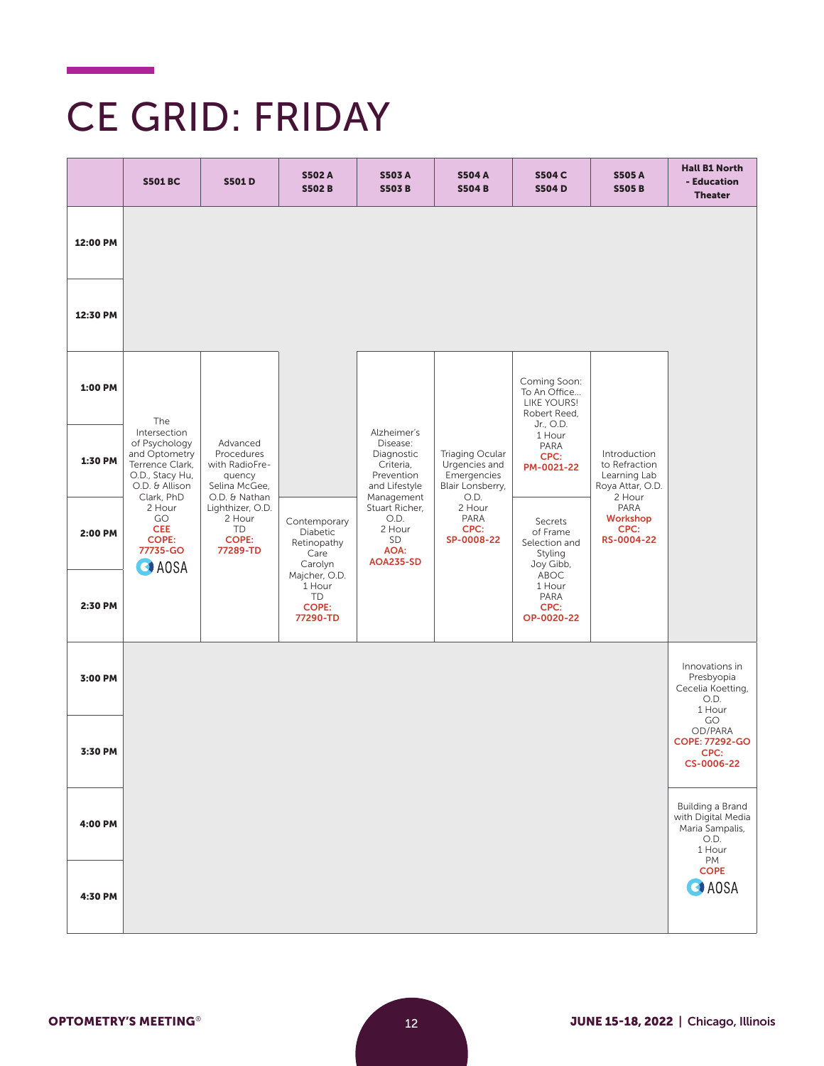# CE GRID: FRIDAY

| | S501 BC | S501 D | S502 A S502 B | S503 A S503 B | S504 A S504 B | S504 C S504 D | S505 A S505 B | Hall B1 North - Education Theater |
|---|---|---|---|---|---|---|---|---|
| 12:00 PM | | | | | | | | |
| 12:30 PM | | | | | | | | |
| 1:00 PM | The Intersection of Psychology and Optometry Terrence Clark, O.D., Stacy Hu, O.D. & Allison Clark, PhD 2 Hour GO **CEE** **COPE: 77735-GO** AOSA | Advanced Procedures with RadioFrequency Selina McGee, O.D. & Nathan Lighthizer, O.D. 2 Hour TD **COPE: 77289-TD** | | Alzheimer's Disease: Diagnostic Criteria, Prevention and Lifestyle Management Stuart Richer, O.D. 2 Hour SD **AOA: AOA235-SD** | Triaging Ocular Urgencies and Emergencies Blair Lonsberry, O.D. 2 Hour PARA **CPC: SP-0008-22** | Coming Soon: To An Office… LIKE YOURS! Robert Reed, Jr., O.D. 1 Hour PARA **CPC: PM-0021-22** | Introduction to Refraction Learning Lab Roya Attar, O.D. 2 Hour PARA **Workshop** **CPC: RS-0004-22** | |
| 1:30 PM | | | | | | | | |
| 2:00 PM | | | Contemporary Diabetic Retinopathy Care Carolyn Majcher, O.D. 1 Hour TD **COPE: 77290-TD** | | | Secrets of Frame Selection and Styling Joy Gibb, ABOC 1 Hour PARA **CPC: OP-0020-22** | | |
| 2:30 PM | | | | | | | | |
| 3:00 PM | | | | | | | | Innovations in Presbyopia Cecelia Koetting, O.D. 1 Hour GO OD/PARA **COPE: 77292-GO** **CPC: CS-0006-22** |
| 3:30 PM | | | | | | | | |
| 4:00 PM | | | | | | | | Building a Brand with Digital Media Maria Sampalis, O.D. 1 Hour PM **COPE** AOSA |
| 4:30 PM | | | | | | | | |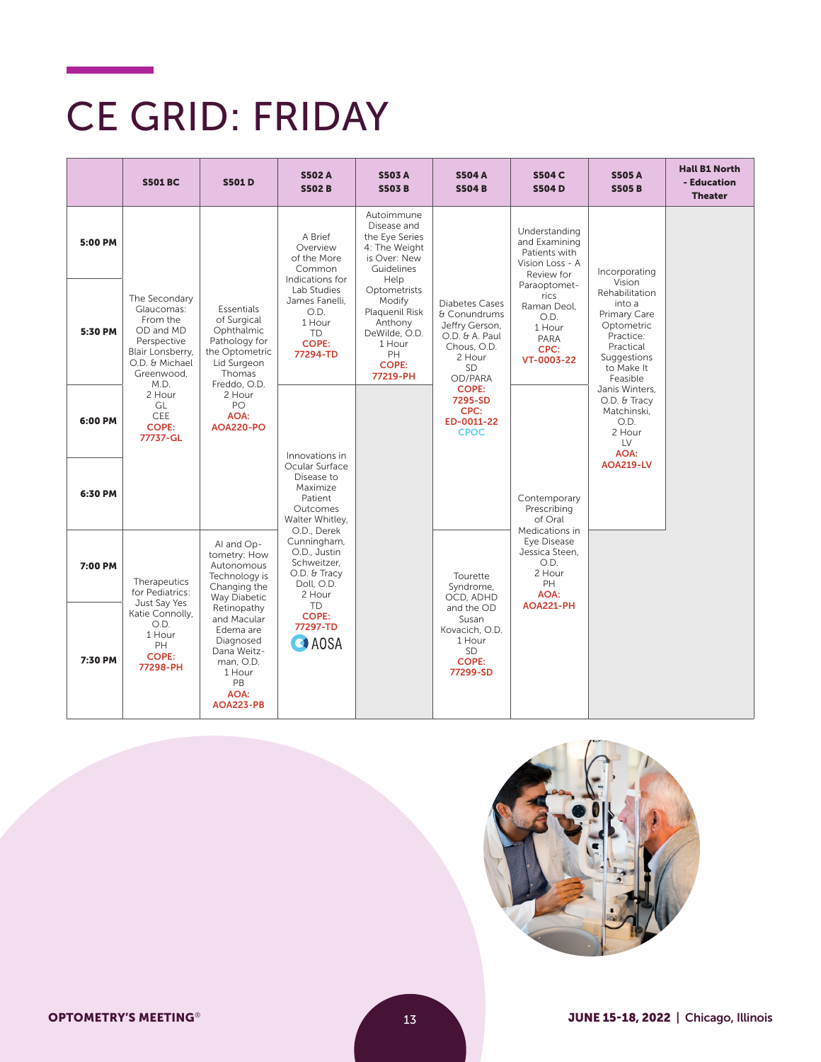# CE GRID: FRIDAY

| | S501 BC | S501 D | S502 A S502 B | S503 A S503 B | S504 A S504 B | S504 C S504 D | S505 A S505 B | Hall B1 North - Education Theater |
|---|---|---|---|---|---|---|---|---|
| 5:00 PM | The Secondary Glaucomas: From the OD and MD Perspective Blair Lonsberry, O.D. & Michael Greenwood, M.D. 2 Hour GL CEE COPE: 77737-GL | Essentials of Surgical Ophthalmic Pathology for the Optometric Lid Surgeon Thomas Freddo, O.D. 2 Hour PO AOA: AOA220-PO | A Brief Overview of the More Common Indications for Lab Studies James Fanelli, O.D. 1 Hour TD COPE: 77294-TD | Autoimmune Disease and the Eye Series 4: The Weight is Over: New Guidelines Help Optometrists Modify Plaquenil Risk Anthony DeWilde, O.D. 1 Hour PH COPE: 77219-PH | Diabetes Cases & Conundrums Jeffry Gerson, O.D. & A. Paul Chous, O.D. 2 Hour SD OD/PARA COPE: 7295-SD CPC: ED-0011-22 CPOC | Understanding and Examining Patients with Vision Loss - A Review for Paraoptometrics Raman Deol, O.D. 1 Hour PARA CPC: VT-0003-22 | Incorporating Vision Rehabilitation into a Primary Care Optometric Practice: Practical Suggestions to Make It Feasible Janis Winters, O.D. & Tracy Matchinski, O.D. 2 Hour LV AOA: AOA219-LV | |
| 5:30 PM | | | | | | | | |
| 6:00 PM | | | Innovations in Ocular Surface Disease to Maximize Patient Outcomes Walter Whitley, O.D., Derek Cunningham, O.D., Justin Schweitzer, O.D. & Tracy Doll, O.D. 2 Hour TD COPE: 77297-TD AOSA | | | Contemporary Prescribing of Oral Medications in Eye Disease Jessica Steen, O.D. 2 Hour PH AOA: AOA221-PH | | |
| 6:30 PM | | | | | | | | |
| 7:00 PM | Therapeutics for Pediatrics: Just Say Yes Katie Connolly, O.D. 1 Hour PH COPE: 77298-PH | AI and Optometry: How Autonomous Technology is Changing the Way Diabetic Retinopathy and Macular Edema are Diagnosed Dana Weitzman, O.D. 1 Hour PB AOA: AOA223-PB | | | Tourette Syndrome, OCD, ADHD and the OD Susan Kovacich, O.D. 1 Hour SD COPE: 77299-SD | | | |
| 7:30 PM | | | | | | | | |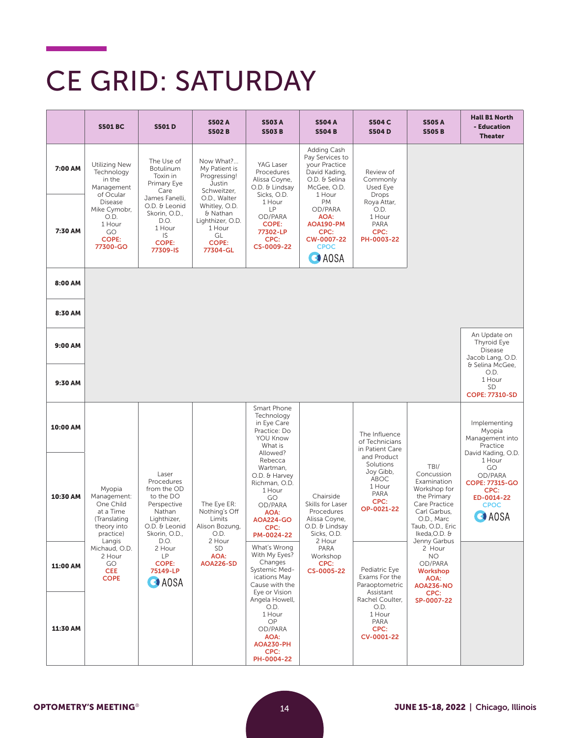# CE GRID: SATURDAY

| | S501 BC | S501 D | S502 A S502 B | S503 A S503 B | S504 A S504 B | S504 C S504 D | S505 A S505 B | Hall B1 North - Education Theater |
|---|---|---|---|---|---|---|---|---|
| 7:00 AM | Utilizing New Technology in the Management of Ocular Disease Mike Cymobr, O.D. 1 Hour GO **COPE: 77300-GO** | The Use of Botulinum Toxin in Primary Eye Care James Fanelli, O.D. & Leonid Skorin, O.D., D.O. 1 Hour IS **COPE: 77309-IS** | Now What?... My Patient is Progressing! Justin Schweitzer, O.D., Walter Whitley, O.D. & Nathan Lighthizer, O.D. 1 Hour GL **COPE: 77304-GL** | YAG Laser Procedures Alissa Coyne, O.D. & Lindsay Sicks, O.D. 1 Hour LP OD/PARA **COPE: 77302-LP** **CPC: CS-0009-22** | Adding Cash Pay Services to your Practice David Kading, O.D. & Selina McGee, O.D. 1 Hour PM OD/PARA **AOA: AOA190-PM** **CPC: CW-0007-22** CPOC AOSA | Review of Commonly Used Eye Drops Roya Attar, O.D. 1 Hour PARA **CPC: PH-0003-22** | | |
| 7:30 AM | | | | | | | | |
| 8:00 AM | | | | | | | | |
| 8:30 AM | | | | | | | | |
| 9:00 AM | | | | | | | | An Update on Thyroid Eye Disease Jacob Lang, O.D. & Selina McGee, O.D. 1 Hour SD **COPE: 77310-SD** |
| 9:30 AM | | | | | | | | |
| 10:00 AM | Myopia Management: One Child at a Time (Translating theory into practice) Langis Michaud, O.D. 2 Hour GO **CEE** **COPE** | Laser Procedures from the OD to the DO Perspective Nathan Lighthizer, O.D. & Leonid Skorin, O.D., D.O. 2 Hour LP **COPE: 75149-LP** AOSA | The Eye ER: Nothing's Off Limits Alison Bozung, O.D. 2 Hour SD **AOA: AOA226-SD** | Smart Phone Technology in Eye Care Practice: Do YOU Know What is Allowed? Rebecca Wartman, O.D. & Harvey Richman, O.D. 1 Hour GO OD/PARA **AOA: AOA224-GO** **CPC: PM-0024-22** | Chairside Skills for Laser Procedures Alissa Coyne, O.D. & Lindsay Sicks, O.D. 2 Hour PARA Workshop **CPC: CS-0005-22** | The Influence of Technicians in Patient Care and Product Solutions Joy Gibb, ABOC 1 Hour PARA **CPC: OP-0021-22** | TBI/ Concussion Examination Workshop for the Primary Care Practice Carl Garbus, O.D., Marc Taub, O.D., Eric Ikeda, O.D. & Jenny Garbus 2 Hour NO OD/PARA **Workshop** **AOA: AOA236-NO** **CPC: SP-0007-22** | Implementing Myopia Management into Practice David Kading, O.D. 1 Hour GO OD/PARA **COPE: 77315-GO** **CPC: ED-0014-22** CPOC AOSA |
| 10:30 AM | | | | | | | | |
| 11:00 AM | | | | What's Wrong With My Eyes? Changes Systemic Medications May Cause with the Eye or Vision Angela Howell, O.D. 1 Hour OP OD/PARA **AOA: AOA230-PH** **CPC: PH-0004-22** | | Pediatric Eye Exams For the Paraoptometric Assistant Rachel Coulter, O.D. 1 Hour PARA **CPC: CV-0001-22** | | |
| 11:30 AM | | | | | | | | |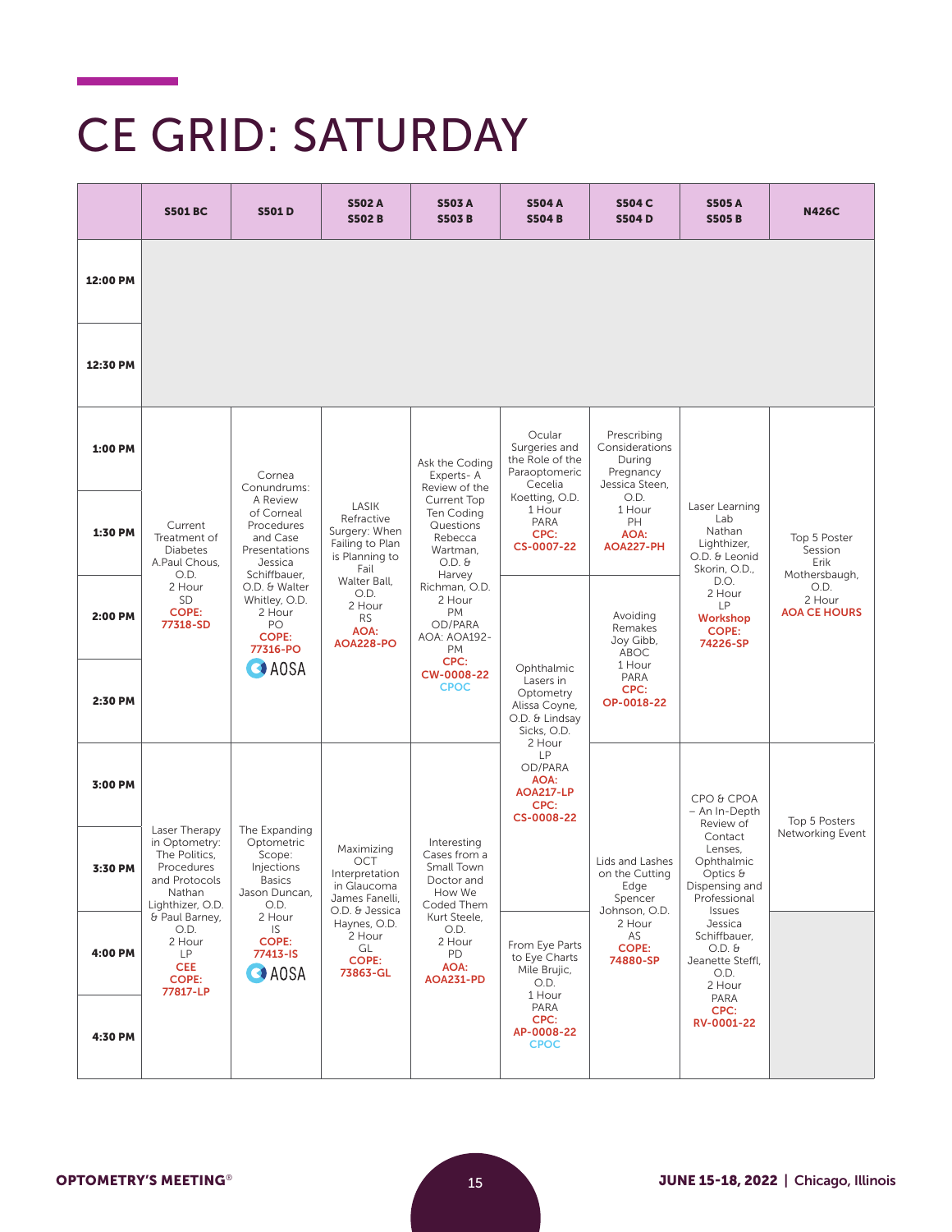# CE GRID: SATURDAY

| | S501 BC | S501 D | S502 A S502 B | S503 A S503 B | S504 A S504 B | S504 C S504 D | S505 A S505 B | N426C |
|---|---|---|---|---|---|---|---|---|
| 12:00 PM | | | | | | | | |
| 12:30 PM | | | | | | | | |
| 1:00 PM – 2:30 PM | Current Treatment of Diabetes A.Paul Chous, O.D. 2 Hour SD **COPE: 77318-SD** | Cornea Conundrums: A Review of Corneal Procedures and Case Presentations Jessica Schiffbauer, O.D. & Walter Whitley, O.D. 2 Hour PO **COPE: 77316-PO** AOSA | LASIK Refractive Surgery: When Failing to Plan is Planning to Fail Walter Ball, O.D. 2 Hour RS **AOA: AOA228-PO** | Ask the Coding Experts- A Review of the Current Top Ten Coding Questions Rebecca Wartman, O.D. & Harvey Richman, O.D. 2 Hour PM OD/PARA AOA: AOA192-PM **CPC: CW-0008-22** CPOC | 1:00 PM: Ocular Surgeries and the Role of the Paraoptomeric Cecelia Koetting, O.D. 1 Hour PARA **CPC: CS-0007-22** | 1:00 PM: Prescribing Considerations During Pregnancy Jessica Steen, O.D. 1 Hour PH **AOA: AOA227-PH** | Laser Learning Lab Nathan Lighthizer, O.D. & Leonid Skorin, O.D., D.O. 2 Hour LP **Workshop COPE: 74226-SP** | Top 5 Poster Session Erik Mothersbaugh, O.D. 2 Hour **AOA CE HOURS** |
| | | | | | 2:00 PM: Ophthalmic Lasers in Optometry Alissa Coyne, O.D. & Lindsay Sicks, O.D. 2 Hour LP OD/PARA **AOA: AOA217-LP CPC: CS-0008-22** | 2:00 PM: Avoiding Remakes Joy Gibb, ABOC 1 Hour PARA **CPC: OP-0018-22** | | |
| 3:00 PM – 4:30 PM | Laser Therapy in Optometry: The Politics, Procedures and Protocols Nathan Lighthizer, O.D. & Paul Barney, O.D. 2 Hour LP **CEE COPE: 77817-LP** | The Expanding Optometric Scope: Injections Basics Jason Duncan, O.D. 2 Hour IS **COPE: 77413-IS** AOSA | Maximizing OCT Interpretation in Glaucoma James Fanelli, O.D. & Jessica Haynes, O.D. 2 Hour GL **COPE: 73863-GL** | Interesting Cases from a Small Town Doctor and How We Coded Them Kurt Steele, O.D. 2 Hour PD **AOA: AOA231-PD** | 4:00 PM: From Eye Parts to Eye Charts Mile Brujic, O.D. 1 Hour PARA **CPC: AP-0008-22** CPOC | Lids and Lashes on the Cutting Edge Spencer Johnson, O.D. 2 Hour AS **COPE: 74880-SP** | CPO & CPOA – An In-Depth Review of Contact Lenses, Ophthalmic Optics & Dispensing and Professional Issues Jessica Schiffbauer, O.D. & Jeanette Steffl, O.D. 2 Hour PARA **CPC: RV-0001-22** | 3:00 PM: Top 5 Posters Networking Event |